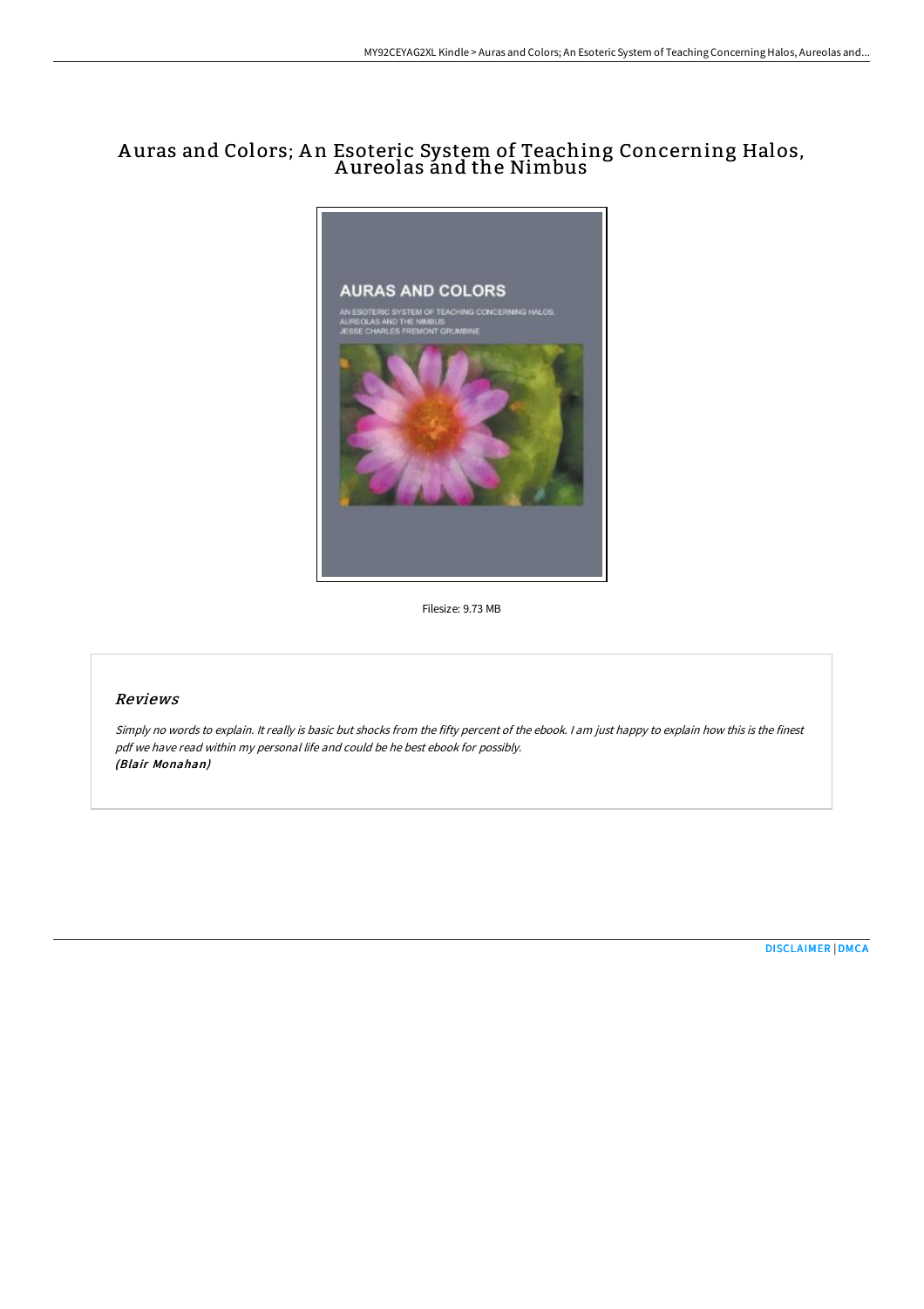# Auras and Colors; An Esoteric System of Teaching Concerning Halos, Aureolas and the Nimbus

Filesize: 9.73 MB

## *Reviews*

*Simply no words to explain. It really is basic but shocks from the fifty percent of the ebook. I am just happy to explain how this is the finest pdf we have read within my personal life and could be he best ebook for possibly.*
***(Blair Monahan)***

DISCLAIMER | DMCA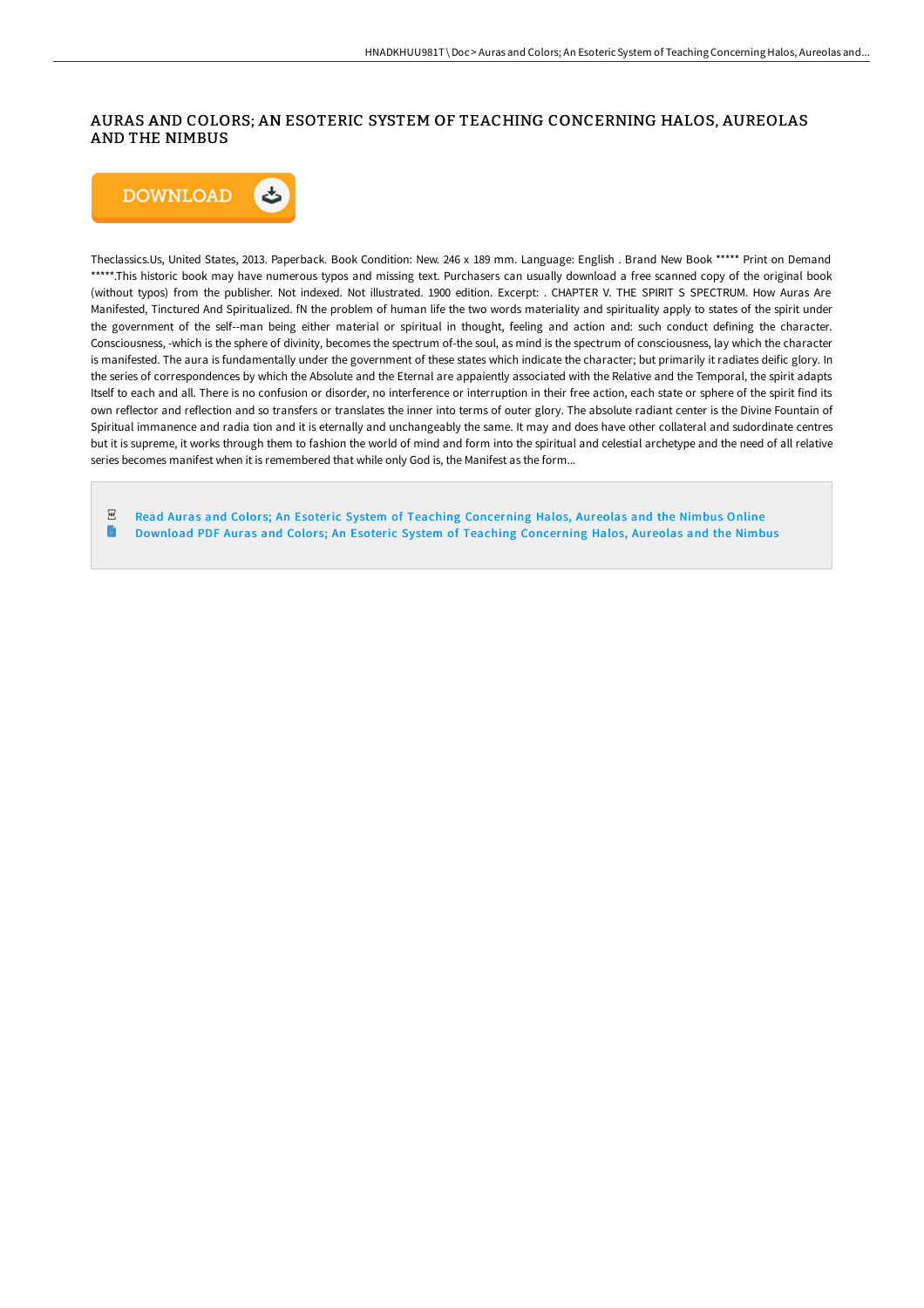# AURAS AND COLORS; AN ESOTERIC SYSTEM OF TEACHING CONCERNING HALOS, AUREOLAS AND THE NIMBUS

DOWNLOAD

Theclassics.Us, United States, 2013. Paperback. Book Condition: New. 246 x 189 mm. Language: English . Brand New Book ***** Print on Demand *****.This historic book may have numerous typos and missing text. Purchasers can usually download a free scanned copy of the original book (without typos) from the publisher. Not indexed. Not illustrated. 1900 edition. Excerpt: . CHAPTER V. THE SPIRIT S SPECTRUM. How Auras Are Manifested, Tinctured And Spiritualized. fN the problem of human life the two words materiality and spirituality apply to states of the spirit under the government of the self--man being either material or spiritual in thought, feeling and action and: such conduct defining the character. Consciousness, -which is the sphere of divinity, becomes the spectrum of-the soul, as mind is the spectrum of consciousness, lay which the character is manifested. The aura is fundamentally under the government of these states which indicate the character; but primarily it radiates deific glory. In the series of correspondences by which the Absolute and the Eternal are appaiently associated with the Relative and the Temporal, the spirit adapts Itself to each and all. There is no confusion or disorder, no interference or interruption in their free action, each state or sphere of the spirit find its own reflector and reflection and so transfers or translates the inner into terms of outer glory. The absolute radiant center is the Divine Fountain of Spiritual immanence and radia tion and it is eternally and unchangeably the same. It may and does have other collateral and sudordinate centres but it is supreme, it works through them to fashion the world of mind and form into the spiritual and celestial archetype and the need of all relative series becomes manifest when it is remembered that while only God is, the Manifest as the form...

- Read Auras and Colors; An Esoteric System of Teaching Concerning Halos, Aureolas and the Nimbus Online
- Download PDF Auras and Colors; An Esoteric System of Teaching Concerning Halos, Aureolas and the Nimbus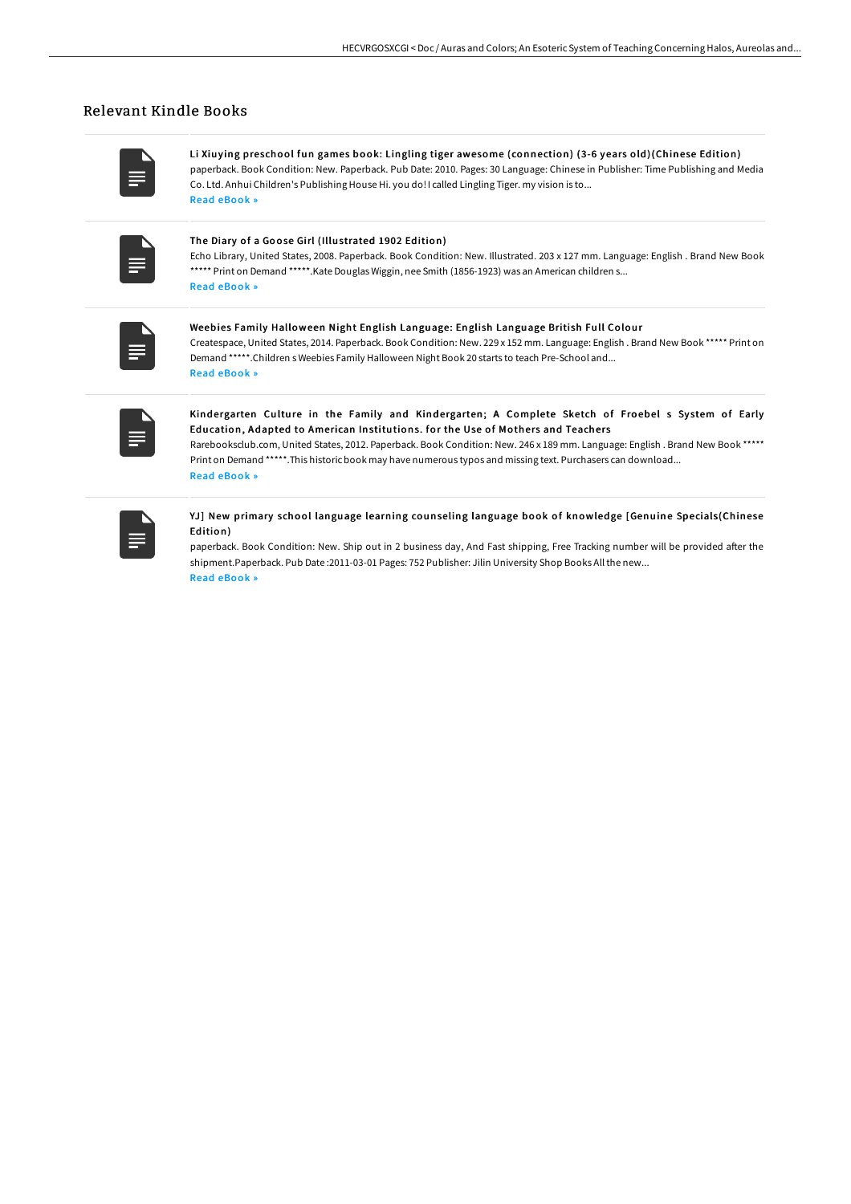## Relevant Kindle Books

**Li Xiuying preschool fun games book: Lingling tiger awesome (connection) (3-6 years old)(Chinese Edition)**

paperback. Book Condition: New. Paperback. Pub Date: 2010. Pages: 30 Language: Chinese in Publisher: Time Publishing and Media Co. Ltd. Anhui Children's Publishing House Hi. you do! I called Lingling Tiger. my vision is to...

Read eBook »

**The Diary of a Goose Girl (Illustrated 1902 Edition)**

Echo Library, United States, 2008. Paperback. Book Condition: New. Illustrated. 203 x 127 mm. Language: English . Brand New Book ***** Print on Demand *****.Kate Douglas Wiggin, nee Smith (1856-1923) was an American children s...

Read eBook »

**Weebies Family Halloween Night English Language: English Language British Full Colour**

Createspace, United States, 2014. Paperback. Book Condition: New. 229 x 152 mm. Language: English . Brand New Book ***** Print on Demand *****.Children s Weebies Family Halloween Night Book 20 starts to teach Pre-School and...

Read eBook »

**Kindergarten Culture in the Family and Kindergarten; A Complete Sketch of Froebel s System of Early Education, Adapted to American Institutions. for the Use of Mothers and Teachers**

Rarebooksclub.com, United States, 2012. Paperback. Book Condition: New. 246 x 189 mm. Language: English . Brand New Book ***** Print on Demand *****.This historic book may have numerous typos and missing text. Purchasers can download...

Read eBook »

**YJ] New primary school language learning counseling language book of knowledge [Genuine Specials(Chinese Edition)**

paperback. Book Condition: New. Ship out in 2 business day, And Fast shipping, Free Tracking number will be provided after the shipment.Paperback. Pub Date :2011-03-01 Pages: 752 Publisher: Jilin University Shop Books All the new...

Read eBook »